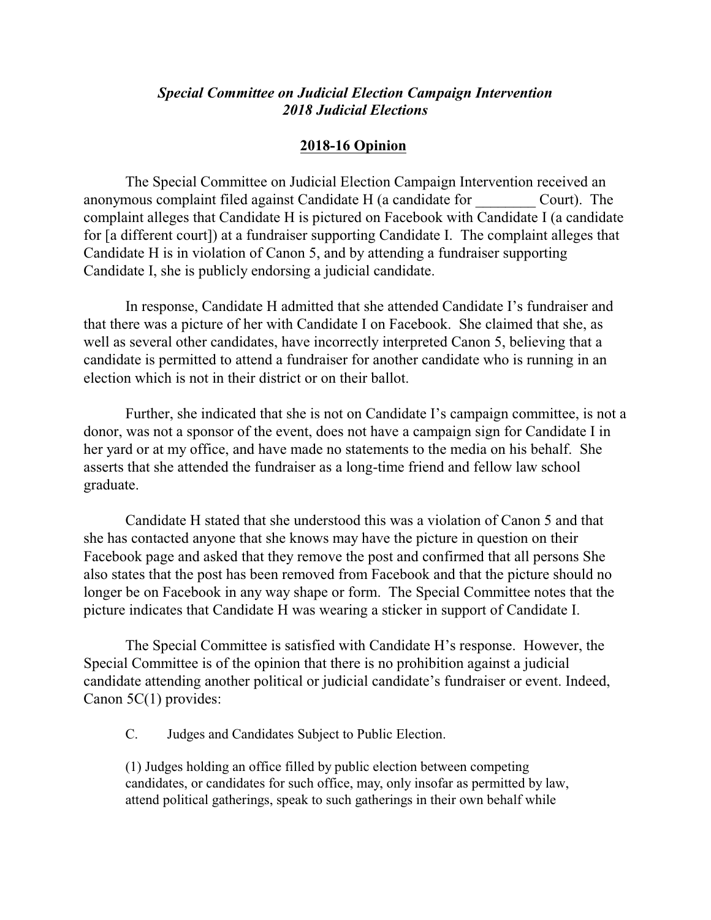***Special Committee on Judicial Election Campaign Intervention***
***2018 Judicial Elections***

## 2018-16 Opinion

The Special Committee on Judicial Election Campaign Intervention received an anonymous complaint filed against Candidate H (a candidate for ________ Court). The complaint alleges that Candidate H is pictured on Facebook with Candidate I (a candidate for [a different court]) at a fundraiser supporting Candidate I. The complaint alleges that Candidate H is in violation of Canon 5, and by attending a fundraiser supporting Candidate I, she is publicly endorsing a judicial candidate.

In response, Candidate H admitted that she attended Candidate I's fundraiser and that there was a picture of her with Candidate I on Facebook. She claimed that she, as well as several other candidates, have incorrectly interpreted Canon 5, believing that a candidate is permitted to attend a fundraiser for another candidate who is running in an election which is not in their district or on their ballot.

Further, she indicated that she is not on Candidate I's campaign committee, is not a donor, was not a sponsor of the event, does not have a campaign sign for Candidate I in her yard or at my office, and have made no statements to the media on his behalf. She asserts that she attended the fundraiser as a long-time friend and fellow law school graduate.

Candidate H stated that she understood this was a violation of Canon 5 and that she has contacted anyone that she knows may have the picture in question on their Facebook page and asked that they remove the post and confirmed that all persons She also states that the post has been removed from Facebook and that the picture should no longer be on Facebook in any way shape or form. The Special Committee notes that the picture indicates that Candidate H was wearing a sticker in support of Candidate I.

The Special Committee is satisfied with Candidate H's response. However, the Special Committee is of the opinion that there is no prohibition against a judicial candidate attending another political or judicial candidate's fundraiser or event. Indeed, Canon 5C(1) provides:

> C. Judges and Candidates Subject to Public Election.
>
> (1) Judges holding an office filled by public election between competing candidates, or candidates for such office, may, only insofar as permitted by law, attend political gatherings, speak to such gatherings in their own behalf while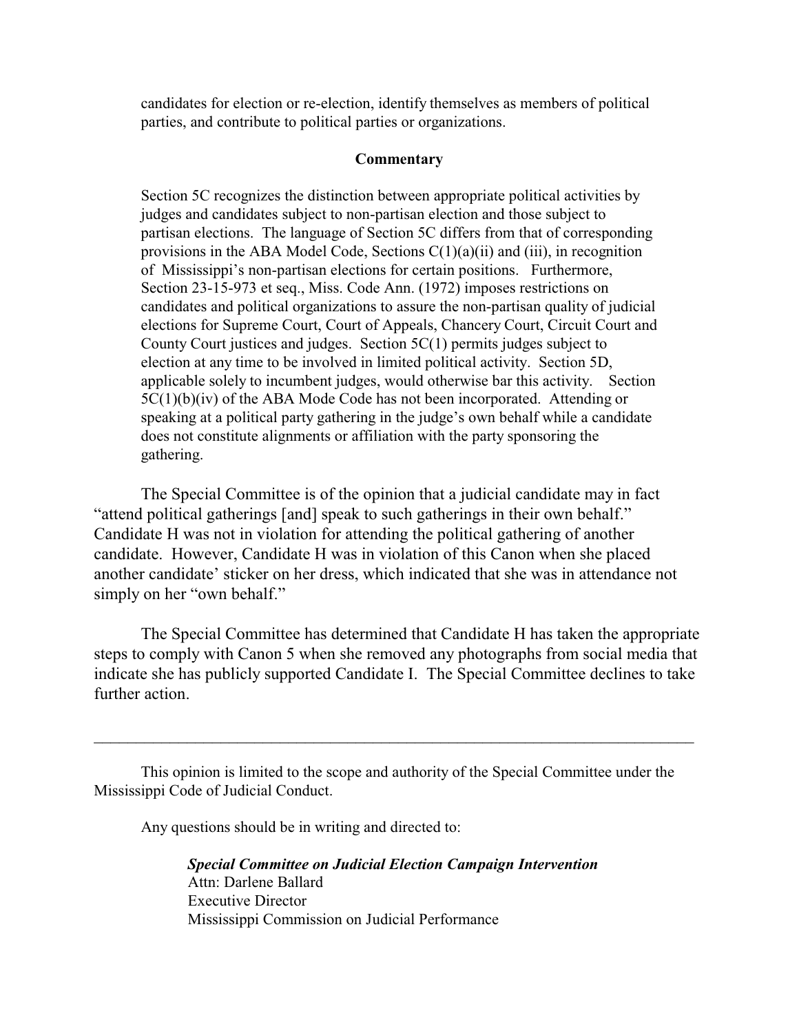candidates for election or re-election, identify themselves as members of political parties, and contribute to political parties or organizations.

**Commentary**

Section 5C recognizes the distinction between appropriate political activities by judges and candidates subject to non-partisan election and those subject to partisan elections. The language of Section 5C differs from that of corresponding provisions in the ABA Model Code, Sections C(1)(a)(ii) and (iii), in recognition of Mississippi's non-partisan elections for certain positions. Furthermore, Section 23-15-973 et seq., Miss. Code Ann. (1972) imposes restrictions on candidates and political organizations to assure the non-partisan quality of judicial elections for Supreme Court, Court of Appeals, Chancery Court, Circuit Court and County Court justices and judges. Section 5C(1) permits judges subject to election at any time to be involved in limited political activity. Section 5D, applicable solely to incumbent judges, would otherwise bar this activity. Section 5C(1)(b)(iv) of the ABA Mode Code has not been incorporated. Attending or speaking at a political party gathering in the judge's own behalf while a candidate does not constitute alignments or affiliation with the party sponsoring the gathering.

The Special Committee is of the opinion that a judicial candidate may in fact "attend political gatherings [and] speak to such gatherings in their own behalf." Candidate H was not in violation for attending the political gathering of another candidate. However, Candidate H was in violation of this Canon when she placed another candidate' sticker on her dress, which indicated that she was in attendance not simply on her "own behalf."

The Special Committee has determined that Candidate H has taken the appropriate steps to comply with Canon 5 when she removed any photographs from social media that indicate she has publicly supported Candidate I. The Special Committee declines to take further action.

---

This opinion is limited to the scope and authority of the Special Committee under the Mississippi Code of Judicial Conduct.

Any questions should be in writing and directed to:

***Special Committee on Judicial Election Campaign Intervention***
Attn: Darlene Ballard
Executive Director
Mississippi Commission on Judicial Performance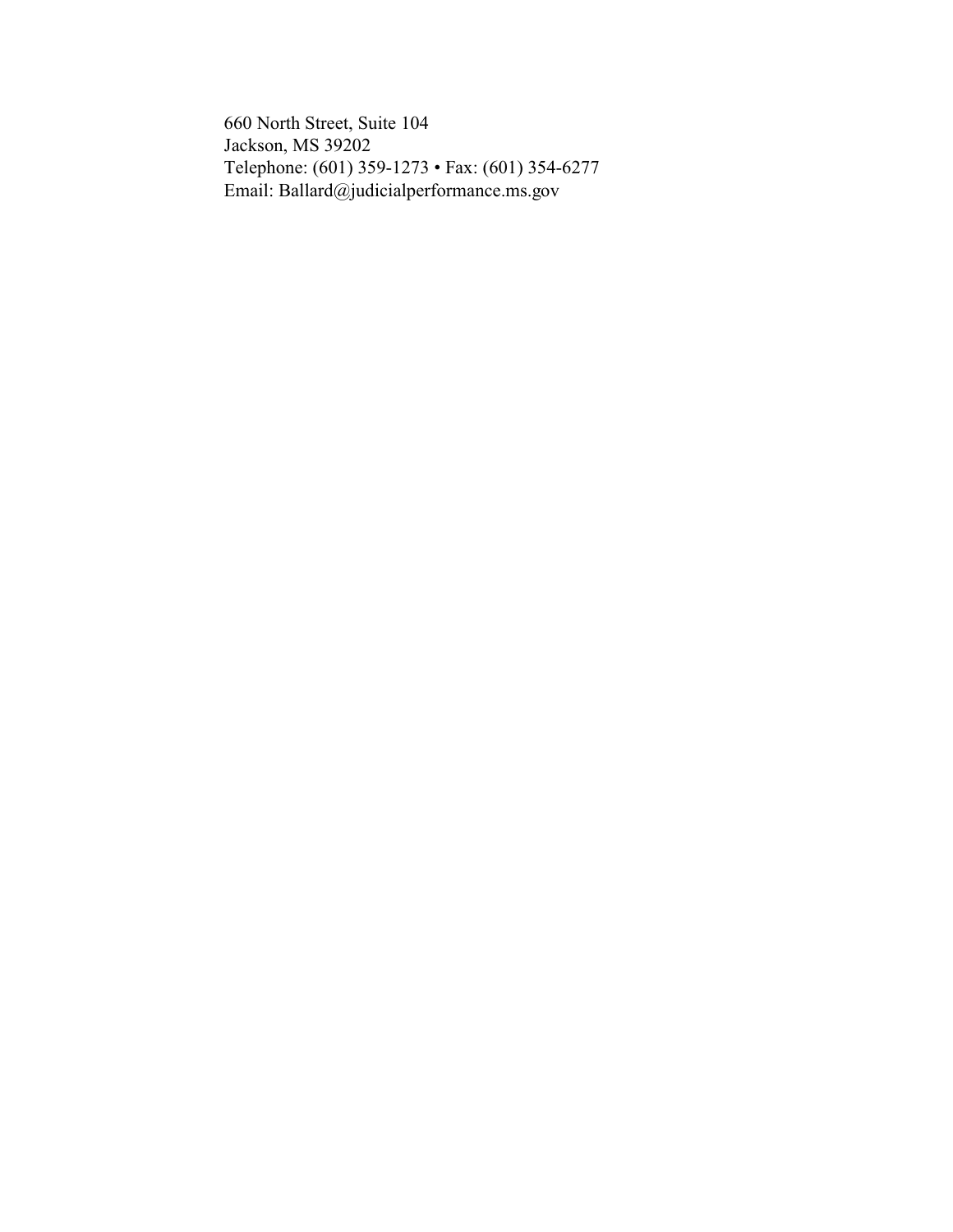660 North Street, Suite 104
Jackson, MS 39202
Telephone: (601) 359-1273 • Fax: (601) 354-6277
Email: Ballard@judicialperformance.ms.gov